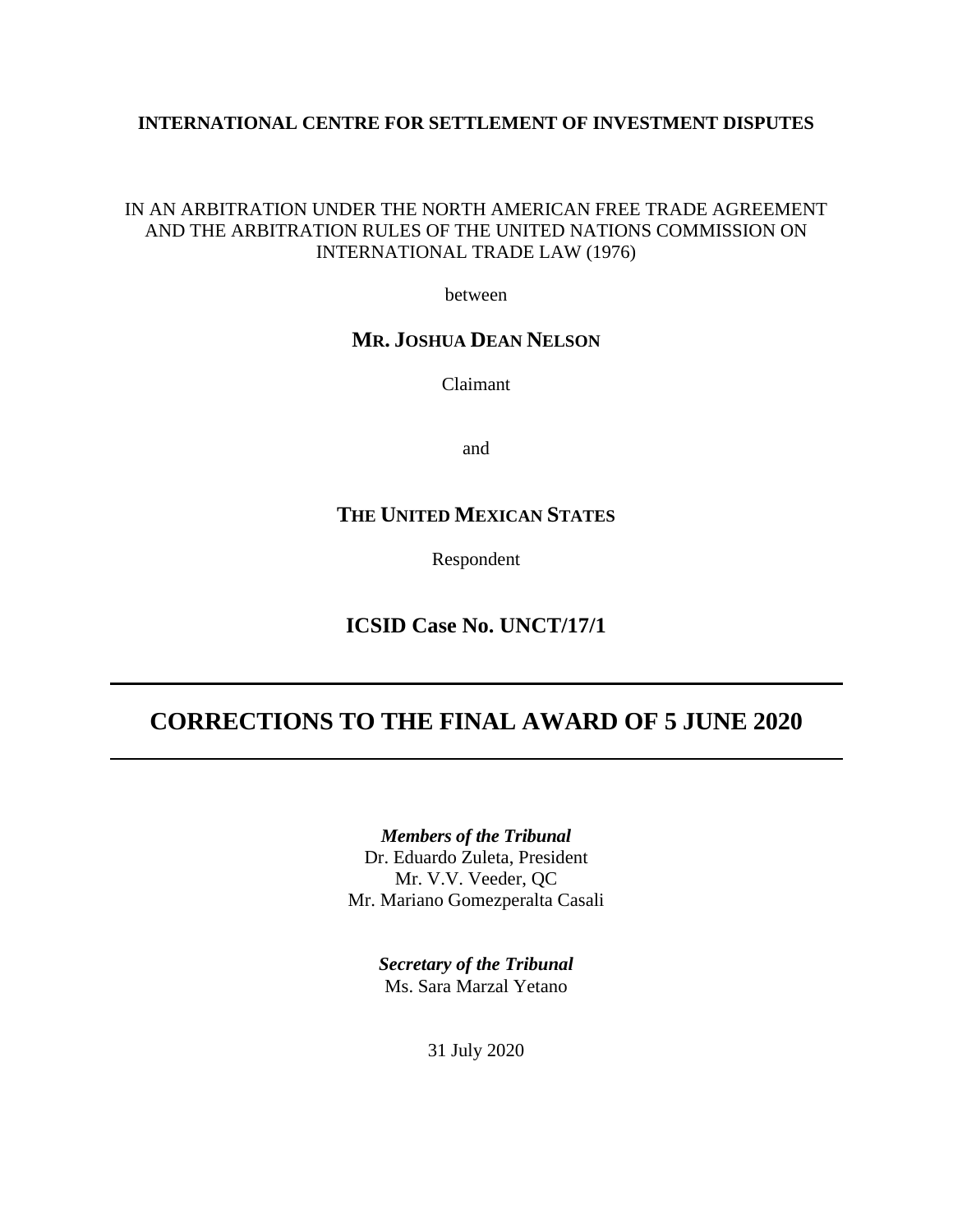**INTERNATIONAL CENTRE FOR SETTLEMENT OF INVESTMENT DISPUTES**

IN AN ARBITRATION UNDER THE NORTH AMERICAN FREE TRADE AGREEMENT AND THE ARBITRATION RULES OF THE UNITED NATIONS COMMISSION ON INTERNATIONAL TRADE LAW (1976)

between

**MR. JOSHUA DEAN NELSON**

Claimant

and

**THE UNITED MEXICAN STATES**

Respondent

**ICSID Case No. UNCT/17/1**

---

# CORRECTIONS TO THE FINAL AWARD OF 5 JUNE 2020

---

***Members of the Tribunal***
Dr. Eduardo Zuleta, President
Mr. V.V. Veeder, QC
Mr. Mariano Gomezperalta Casali

***Secretary of the Tribunal***
Ms. Sara Marzal Yetano

31 July 2020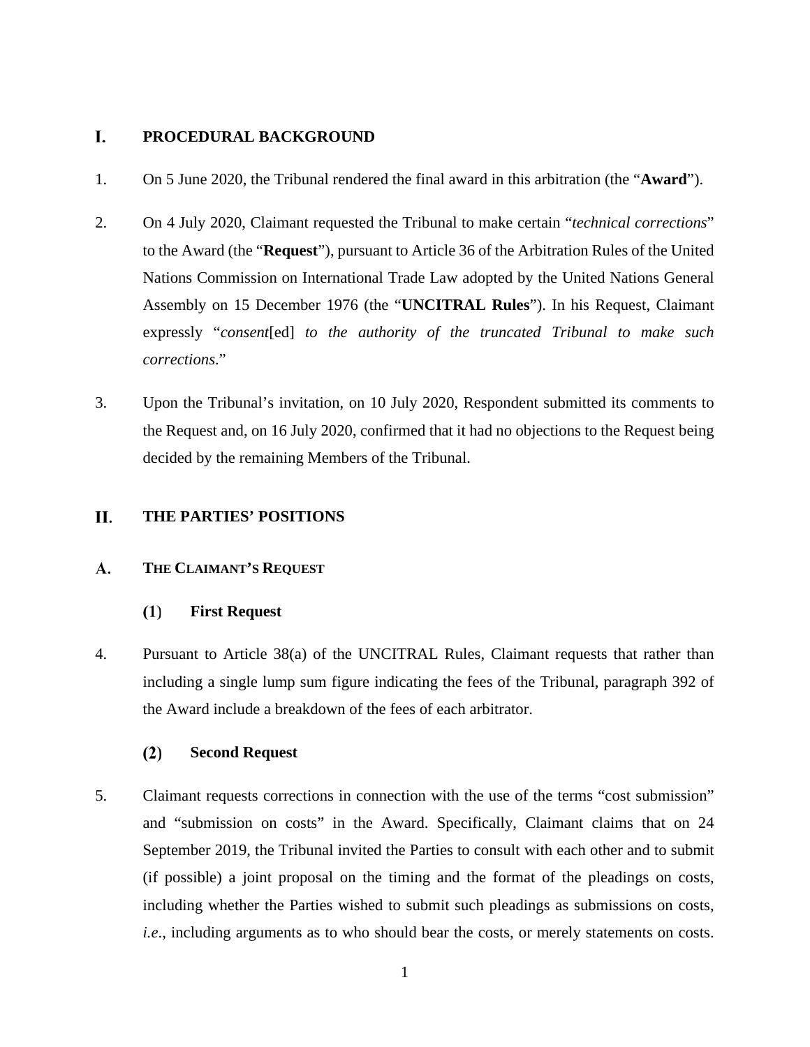# I. PROCEDURAL BACKGROUND

1. On 5 June 2020, the Tribunal rendered the final award in this arbitration (the "**Award**").

2. On 4 July 2020, Claimant requested the Tribunal to make certain "*technical corrections*" to the Award (the "**Request**"), pursuant to Article 36 of the Arbitration Rules of the United Nations Commission on International Trade Law adopted by the United Nations General Assembly on 15 December 1976 (the "**UNCITRAL Rules**"). In his Request, Claimant expressly "*consent*[ed] *to the authority of the truncated Tribunal to make such corrections*."

3. Upon the Tribunal's invitation, on 10 July 2020, Respondent submitted its comments to the Request and, on 16 July 2020, confirmed that it had no objections to the Request being decided by the remaining Members of the Tribunal.

# II. THE PARTIES' POSITIONS

## A. THE CLAIMANT'S REQUEST

### (1) First Request

4. Pursuant to Article 38(a) of the UNCITRAL Rules, Claimant requests that rather than including a single lump sum figure indicating the fees of the Tribunal, paragraph 392 of the Award include a breakdown of the fees of each arbitrator.

### (2) Second Request

5. Claimant requests corrections in connection with the use of the terms "cost submission" and "submission on costs" in the Award. Specifically, Claimant claims that on 24 September 2019, the Tribunal invited the Parties to consult with each other and to submit (if possible) a joint proposal on the timing and the format of the pleadings on costs, including whether the Parties wished to submit such pleadings as submissions on costs, *i.e.*, including arguments as to who should bear the costs, or merely statements on costs.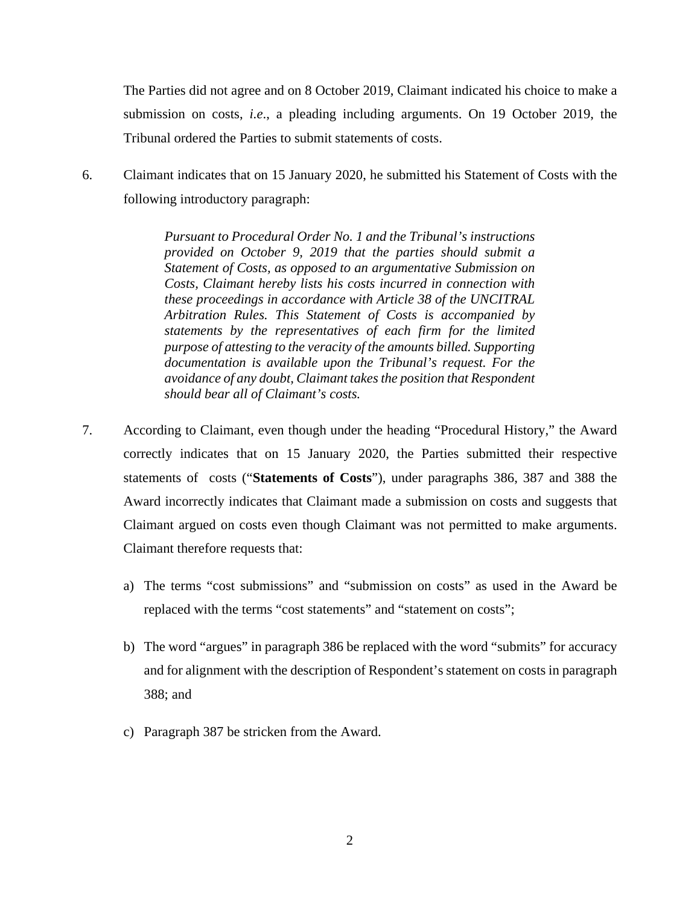The Parties did not agree and on 8 October 2019, Claimant indicated his choice to make a submission on costs, *i.e.*, a pleading including arguments. On 19 October 2019, the Tribunal ordered the Parties to submit statements of costs.

6. Claimant indicates that on 15 January 2020, he submitted his Statement of Costs with the following introductory paragraph:

> *Pursuant to Procedural Order No. 1 and the Tribunal's instructions provided on October 9, 2019 that the parties should submit a Statement of Costs, as opposed to an argumentative Submission on Costs, Claimant hereby lists his costs incurred in connection with these proceedings in accordance with Article 38 of the UNCITRAL Arbitration Rules. This Statement of Costs is accompanied by statements by the representatives of each firm for the limited purpose of attesting to the veracity of the amounts billed. Supporting documentation is available upon the Tribunal's request. For the avoidance of any doubt, Claimant takes the position that Respondent should bear all of Claimant's costs.*

7. According to Claimant, even though under the heading "Procedural History," the Award correctly indicates that on 15 January 2020, the Parties submitted their respective statements of costs ("**Statements of Costs**"), under paragraphs 386, 387 and 388 the Award incorrectly indicates that Claimant made a submission on costs and suggests that Claimant argued on costs even though Claimant was not permitted to make arguments. Claimant therefore requests that:

   a) The terms "cost submissions" and "submission on costs" as used in the Award be replaced with the terms "cost statements" and "statement on costs";

   b) The word "argues" in paragraph 386 be replaced with the word "submits" for accuracy and for alignment with the description of Respondent's statement on costs in paragraph 388; and

   c) Paragraph 387 be stricken from the Award.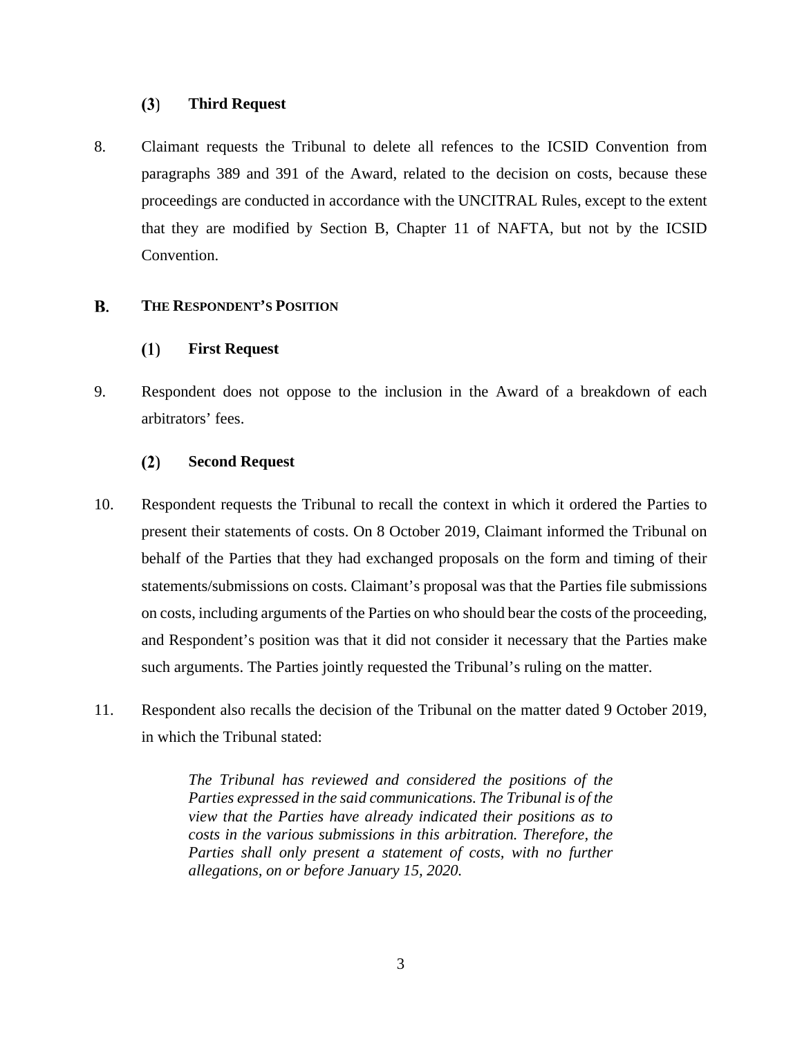### (3) Third Request

8. Claimant requests the Tribunal to delete all refences to the ICSID Convention from paragraphs 389 and 391 of the Award, related to the decision on costs, because these proceedings are conducted in accordance with the UNCITRAL Rules, except to the extent that they are modified by Section B, Chapter 11 of NAFTA, but not by the ICSID Convention.

## B. THE RESPONDENT'S POSITION

### (1) First Request

9. Respondent does not oppose to the inclusion in the Award of a breakdown of each arbitrators' fees.

### (2) Second Request

10. Respondent requests the Tribunal to recall the context in which it ordered the Parties to present their statements of costs. On 8 October 2019, Claimant informed the Tribunal on behalf of the Parties that they had exchanged proposals on the form and timing of their statements/submissions on costs. Claimant's proposal was that the Parties file submissions on costs, including arguments of the Parties on who should bear the costs of the proceeding, and Respondent's position was that it did not consider it necessary that the Parties make such arguments. The Parties jointly requested the Tribunal's ruling on the matter.

11. Respondent also recalls the decision of the Tribunal on the matter dated 9 October 2019, in which the Tribunal stated:

> *The Tribunal has reviewed and considered the positions of the Parties expressed in the said communications. The Tribunal is of the view that the Parties have already indicated their positions as to costs in the various submissions in this arbitration. Therefore, the Parties shall only present a statement of costs, with no further allegations, on or before January 15, 2020.*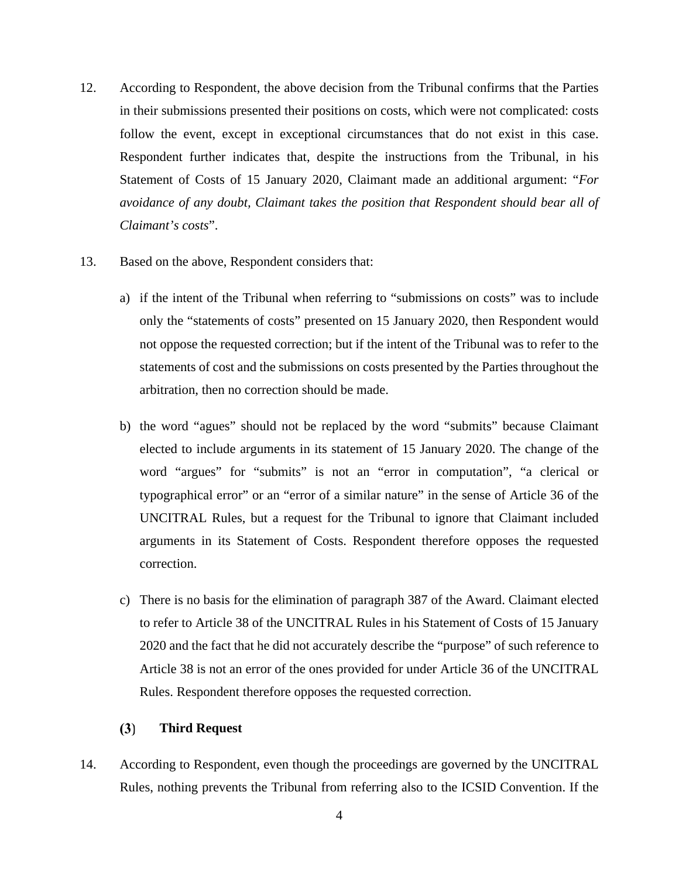12. According to Respondent, the above decision from the Tribunal confirms that the Parties in their submissions presented their positions on costs, which were not complicated: costs follow the event, except in exceptional circumstances that do not exist in this case. Respondent further indicates that, despite the instructions from the Tribunal, in his Statement of Costs of 15 January 2020, Claimant made an additional argument: "*For avoidance of any doubt, Claimant takes the position that Respondent should bear all of Claimant's costs*".

13. Based on the above, Respondent considers that:

   a) if the intent of the Tribunal when referring to "submissions on costs" was to include only the "statements of costs" presented on 15 January 2020, then Respondent would not oppose the requested correction; but if the intent of the Tribunal was to refer to the statements of cost and the submissions on costs presented by the Parties throughout the arbitration, then no correction should be made.

   b) the word "agues" should not be replaced by the word "submits" because Claimant elected to include arguments in its statement of 15 January 2020. The change of the word "argues" for "submits" is not an "error in computation", "a clerical or typographical error" or an "error of a similar nature" in the sense of Article 36 of the UNCITRAL Rules, but a request for the Tribunal to ignore that Claimant included arguments in its Statement of Costs. Respondent therefore opposes the requested correction.

   c) There is no basis for the elimination of paragraph 387 of the Award. Claimant elected to refer to Article 38 of the UNCITRAL Rules in his Statement of Costs of 15 January 2020 and the fact that he did not accurately describe the "purpose" of such reference to Article 38 is not an error of the ones provided for under Article 36 of the UNCITRAL Rules. Respondent therefore opposes the requested correction.

### (3) Third Request

14. According to Respondent, even though the proceedings are governed by the UNCITRAL Rules, nothing prevents the Tribunal from referring also to the ICSID Convention. If the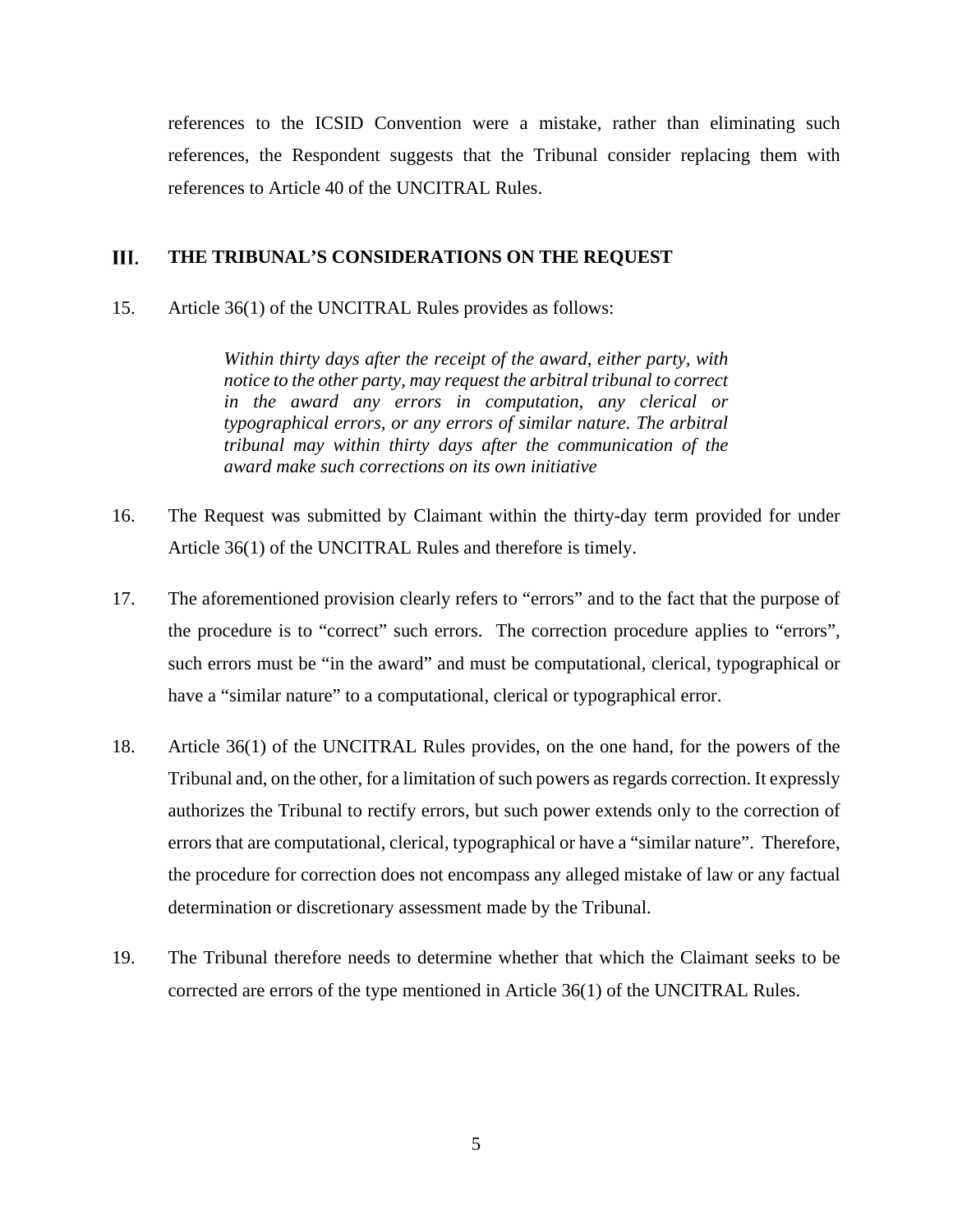references to the ICSID Convention were a mistake, rather than eliminating such references, the Respondent suggests that the Tribunal consider replacing them with references to Article 40 of the UNCITRAL Rules.

## III. THE TRIBUNAL'S CONSIDERATIONS ON THE REQUEST

15. Article 36(1) of the UNCITRAL Rules provides as follows:

> *Within thirty days after the receipt of the award, either party, with notice to the other party, may request the arbitral tribunal to correct in the award any errors in computation, any clerical or typographical errors, or any errors of similar nature. The arbitral tribunal may within thirty days after the communication of the award make such corrections on its own initiative*

16. The Request was submitted by Claimant within the thirty-day term provided for under Article 36(1) of the UNCITRAL Rules and therefore is timely.

17. The aforementioned provision clearly refers to "errors" and to the fact that the purpose of the procedure is to "correct" such errors. The correction procedure applies to "errors", such errors must be "in the award" and must be computational, clerical, typographical or have a "similar nature" to a computational, clerical or typographical error.

18. Article 36(1) of the UNCITRAL Rules provides, on the one hand, for the powers of the Tribunal and, on the other, for a limitation of such powers as regards correction. It expressly authorizes the Tribunal to rectify errors, but such power extends only to the correction of errors that are computational, clerical, typographical or have a "similar nature". Therefore, the procedure for correction does not encompass any alleged mistake of law or any factual determination or discretionary assessment made by the Tribunal.

19. The Tribunal therefore needs to determine whether that which the Claimant seeks to be corrected are errors of the type mentioned in Article 36(1) of the UNCITRAL Rules.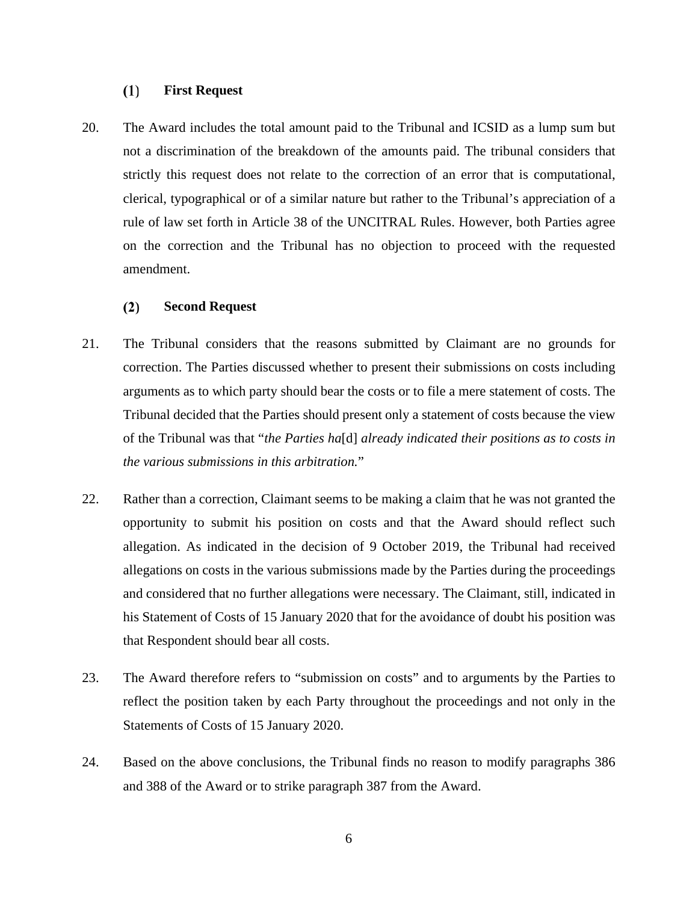### (1) First Request

20. The Award includes the total amount paid to the Tribunal and ICSID as a lump sum but not a discrimination of the breakdown of the amounts paid. The tribunal considers that strictly this request does not relate to the correction of an error that is computational, clerical, typographical or of a similar nature but rather to the Tribunal's appreciation of a rule of law set forth in Article 38 of the UNCITRAL Rules. However, both Parties agree on the correction and the Tribunal has no objection to proceed with the requested amendment.

### (2) Second Request

21. The Tribunal considers that the reasons submitted by Claimant are no grounds for correction. The Parties discussed whether to present their submissions on costs including arguments as to which party should bear the costs or to file a mere statement of costs. The Tribunal decided that the Parties should present only a statement of costs because the view of the Tribunal was that "*the Parties ha*[d] *already indicated their positions as to costs in the various submissions in this arbitration.*"

22. Rather than a correction, Claimant seems to be making a claim that he was not granted the opportunity to submit his position on costs and that the Award should reflect such allegation. As indicated in the decision of 9 October 2019, the Tribunal had received allegations on costs in the various submissions made by the Parties during the proceedings and considered that no further allegations were necessary. The Claimant, still, indicated in his Statement of Costs of 15 January 2020 that for the avoidance of doubt his position was that Respondent should bear all costs.

23. The Award therefore refers to "submission on costs" and to arguments by the Parties to reflect the position taken by each Party throughout the proceedings and not only in the Statements of Costs of 15 January 2020.

24. Based on the above conclusions, the Tribunal finds no reason to modify paragraphs 386 and 388 of the Award or to strike paragraph 387 from the Award.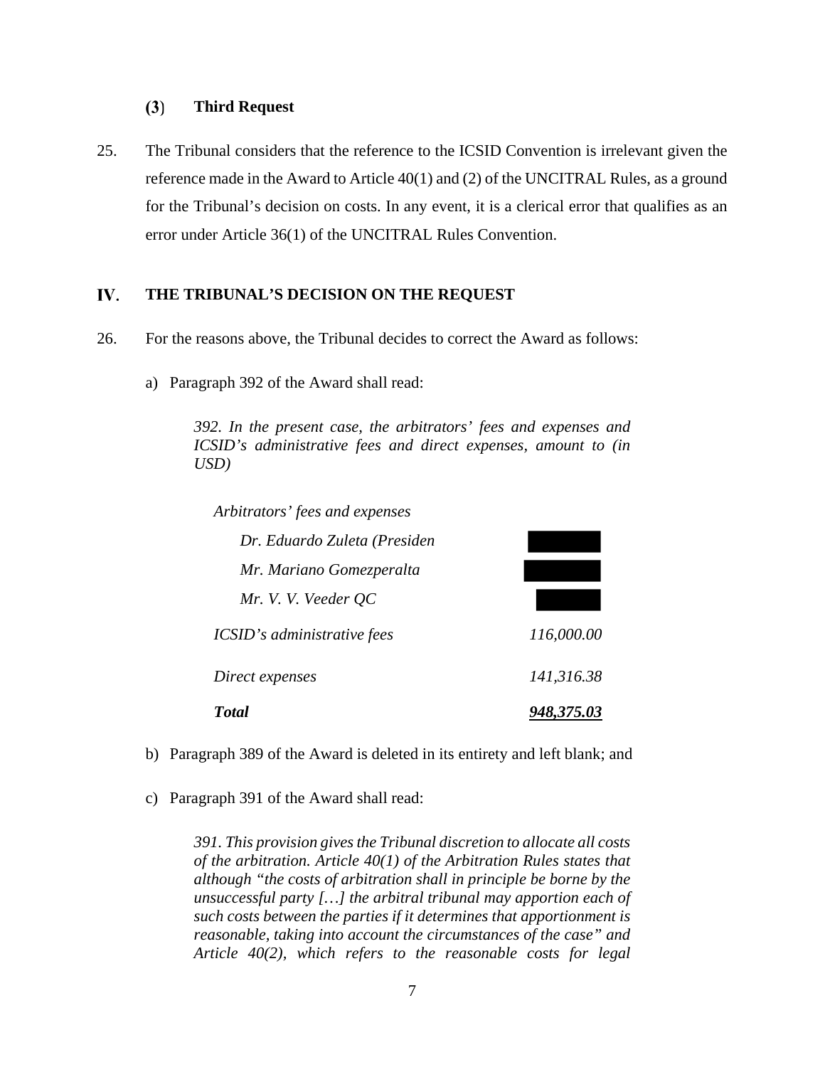### (3) Third Request

25. The Tribunal considers that the reference to the ICSID Convention is irrelevant given the reference made in the Award to Article 40(1) and (2) of the UNCITRAL Rules, as a ground for the Tribunal's decision on costs. In any event, it is a clerical error that qualifies as an error under Article 36(1) of the UNCITRAL Rules Convention.

## IV. THE TRIBUNAL'S DECISION ON THE REQUEST

26. For the reasons above, the Tribunal decides to correct the Award as follows:

a) Paragraph 392 of the Award shall read:

> *392. In the present case, the arbitrators' fees and expenses and ICSID's administrative fees and direct expenses, amount to (in USD)*

| | |
|---|---|
| *Arbitrators' fees and expenses* | |
| *Dr. Eduardo Zuleta (Presiden* | |
| *Mr. Mariano Gomezperalta* | |
| *Mr. V. V. Veeder QC* | |
| *ICSID's administrative fees* | *116,000.00* |
| *Direct expenses* | *141,316.38* |
| ***Total*** | ***948,375.03*** |

b) Paragraph 389 of the Award is deleted in its entirety and left blank; and

c) Paragraph 391 of the Award shall read:

> *391. This provision gives the Tribunal discretion to allocate all costs of the arbitration. Article 40(1) of the Arbitration Rules states that although "the costs of arbitration shall in principle be borne by the unsuccessful party […] the arbitral tribunal may apportion each of such costs between the parties if it determines that apportionment is reasonable, taking into account the circumstances of the case" and Article 40(2), which refers to the reasonable costs for legal*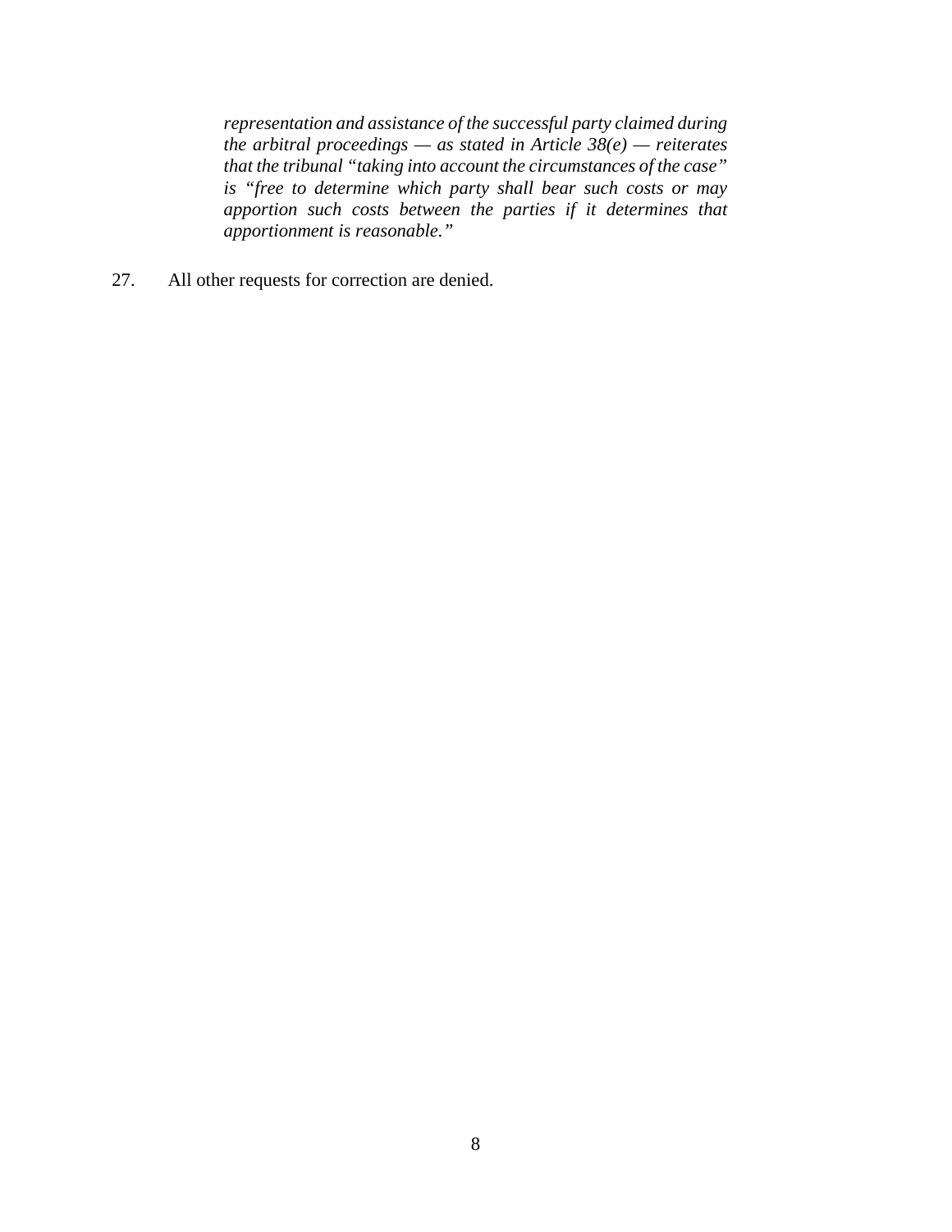> *representation and assistance of the successful party claimed during the arbitral proceedings — as stated in Article 38(e) — reiterates that the tribunal "taking into account the circumstances of the case" is "free to determine which party shall bear such costs or may apportion such costs between the parties if it determines that apportionment is reasonable."*

27. All other requests for correction are denied.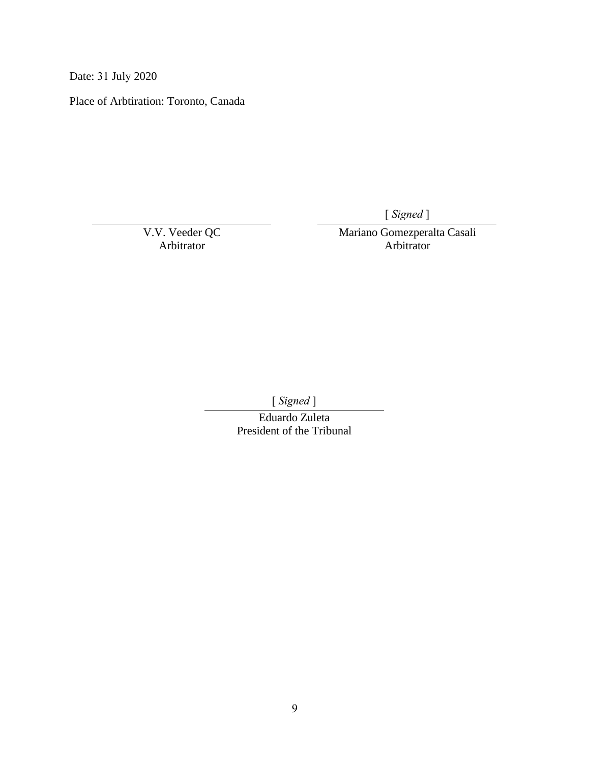Date: 31 July 2020

Place of Arbtiration: Toronto, Canada

V.V. Veeder QC
Arbitrator

[ *Signed* ]

Mariano Gomezperalta Casali
Arbitrator

[ *Signed* ]

Eduardo Zuleta
President of the Tribunal